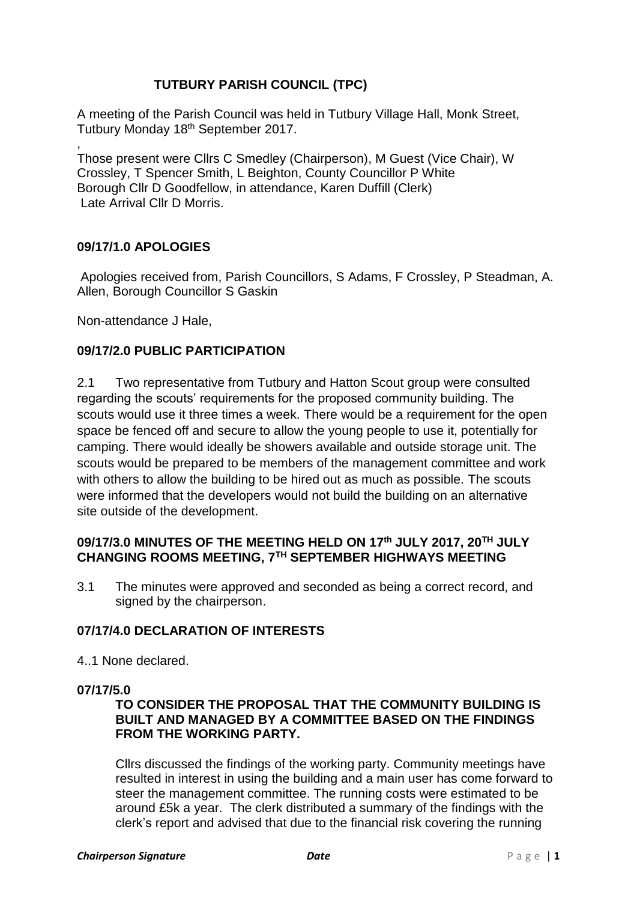# TUTBURY PARISH COUNCIL (TPC)

A meeting of the Parish Council was held in Tutbury Village Hall, Monk Street, Tutbury Monday 18th September 2017.

,
Those present were Cllrs C Smedley (Chairperson), M Guest (Vice Chair), W Crossley, T Spencer Smith, L Beighton, County Councillor P White
Borough Cllr D Goodfellow, in attendance, Karen Duffill (Clerk)
Late Arrival Cllr D Morris.

## 09/17/1.0 APOLOGIES

Apologies received from, Parish Councillors, S Adams, F Crossley, P Steadman, A. Allen, Borough Councillor S Gaskin

Non-attendance J Hale,

## 09/17/2.0 PUBLIC PARTICIPATION

2.1 Two representative from Tutbury and Hatton Scout group were consulted regarding the scouts' requirements for the proposed community building. The scouts would use it three times a week. There would be a requirement for the open space be fenced off and secure to allow the young people to use it, potentially for camping. There would ideally be showers available and outside storage unit. The scouts would be prepared to be members of the management committee and work with others to allow the building to be hired out as much as possible. The scouts were informed that the developers would not build the building on an alternative site outside of the development.

## 09/17/3.0 MINUTES OF THE MEETING HELD ON 17th JULY 2017, 20TH JULY CHANGING ROOMS MEETING, 7TH SEPTEMBER HIGHWAYS MEETING

3.1 The minutes were approved and seconded as being a correct record, and signed by the chairperson.

## 07/17/4.0 DECLARATION OF INTERESTS

4..1 None declared.

## 07/17/5.0

### TO CONSIDER THE PROPOSAL THAT THE COMMUNITY BUILDING IS BUILT AND MANAGED BY A COMMITTEE BASED ON THE FINDINGS FROM THE WORKING PARTY.

Cllrs discussed the findings of the working party. Community meetings have resulted in interest in using the building and a main user has come forward to steer the management committee. The running costs were estimated to be around £5k a year. The clerk distributed a summary of the findings with the clerk's report and advised that due to the financial risk covering the running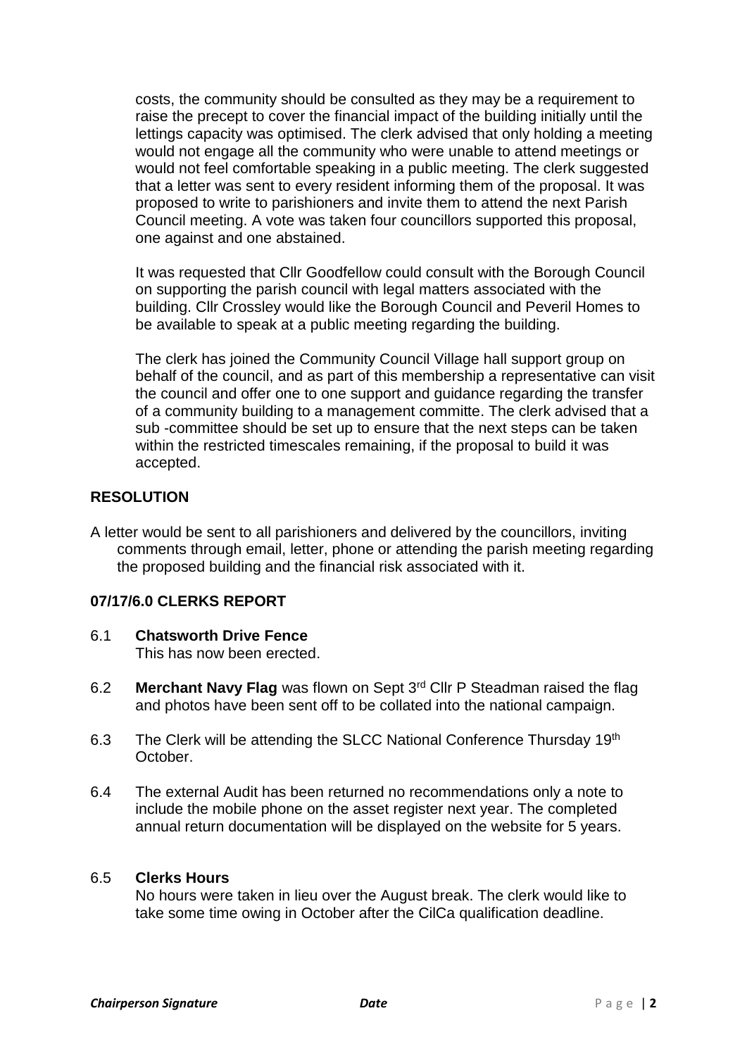costs, the community should be consulted as they may be a requirement to raise the precept to cover the financial impact of the building initially until the lettings capacity was optimised. The clerk advised that only holding a meeting would not engage all the community who were unable to attend meetings or would not feel comfortable speaking in a public meeting. The clerk suggested that a letter was sent to every resident informing them of the proposal. It was proposed to write to parishioners and invite them to attend the next Parish Council meeting. A vote was taken four councillors supported this proposal, one against and one abstained.

It was requested that Cllr Goodfellow could consult with the Borough Council on supporting the parish council with legal matters associated with the building. Cllr Crossley would like the Borough Council and Peveril Homes to be available to speak at a public meeting regarding the building.

The clerk has joined the Community Council Village hall support group on behalf of the council, and as part of this membership a representative can visit the council and offer one to one support and guidance regarding the transfer of a community building to a management committe. The clerk advised that a sub -committee should be set up to ensure that the next steps can be taken within the restricted timescales remaining, if the proposal to build it was accepted.

**RESOLUTION**

A letter would be sent to all parishioners and delivered by the councillors, inviting comments through email, letter, phone or attending the parish meeting regarding the proposed building and the financial risk associated with it.

**07/17/6.0 CLERKS REPORT**

6.1 **Chatsworth Drive Fence**
This has now been erected.

6.2 **Merchant Navy Flag** was flown on Sept 3rd Cllr P Steadman raised the flag and photos have been sent off to be collated into the national campaign.

6.3 The Clerk will be attending the SLCC National Conference Thursday 19th October.

6.4 The external Audit has been returned no recommendations only a note to include the mobile phone on the asset register next year. The completed annual return documentation will be displayed on the website for 5 years.

6.5 **Clerks Hours**
No hours were taken in lieu over the August break. The clerk would like to take some time owing in October after the CilCa qualification deadline.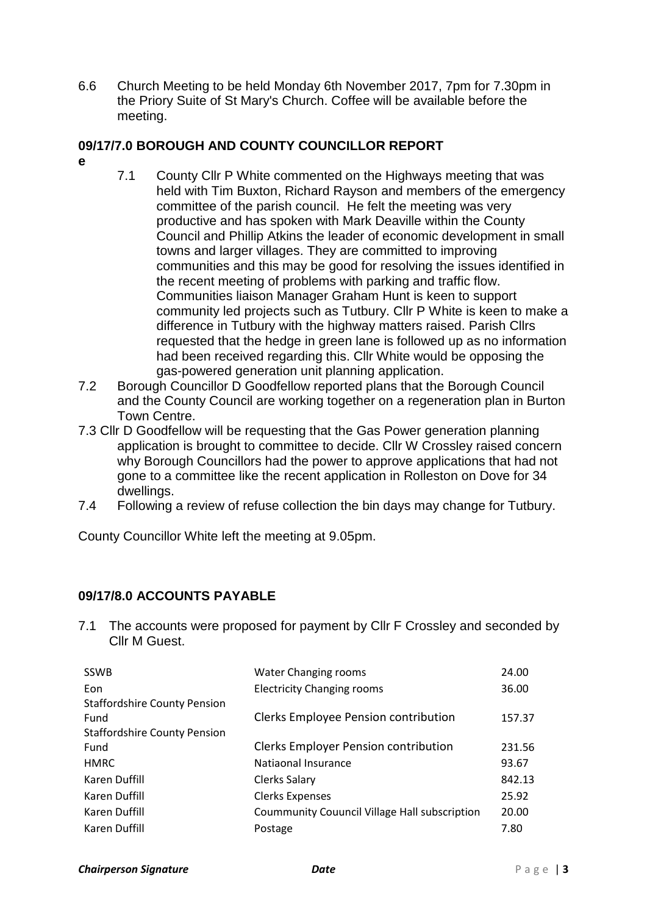6.6 Church Meeting to be held Monday 6th November 2017, 7pm for 7.30pm in the Priory Suite of St Mary's Church. Coffee will be available before the meeting.

## 09/17/7.0 BOROUGH AND COUNTY COUNCILLOR REPORT

**e**

7.1 County Cllr P White commented on the Highways meeting that was held with Tim Buxton, Richard Rayson and members of the emergency committee of the parish council. He felt the meeting was very productive and has spoken with Mark Deaville within the County Council and Phillip Atkins the leader of economic development in small towns and larger villages. They are committed to improving communities and this may be good for resolving the issues identified in the recent meeting of problems with parking and traffic flow. Communities liaison Manager Graham Hunt is keen to support community led projects such as Tutbury. Cllr P White is keen to make a difference in Tutbury with the highway matters raised. Parish Cllrs requested that the hedge in green lane is followed up as no information had been received regarding this. Cllr White would be opposing the gas-powered generation unit planning application.

7.2 Borough Councillor D Goodfellow reported plans that the Borough Council and the County Council are working together on a regeneration plan in Burton Town Centre.

7.3 Cllr D Goodfellow will be requesting that the Gas Power generation planning application is brought to committee to decide. Cllr W Crossley raised concern why Borough Councillors had the power to approve applications that had not gone to a committee like the recent application in Rolleston on Dove for 34 dwellings.

7.4 Following a review of refuse collection the bin days may change for Tutbury.

County Councillor White left the meeting at 9.05pm.

## 09/17/8.0 ACCOUNTS PAYABLE

7.1 The accounts were proposed for payment by Cllr F Crossley and seconded by Cllr M Guest.

| | | |
|---|---|---|
| SSWB | Water Changing rooms | 24.00 |
| Eon | Electricity Changing rooms | 36.00 |
| Staffordshire County Pension Fund | Clerks Employee Pension contribution | 157.37 |
| Staffordshire County Pension Fund | Clerks Employer Pension contribution | 231.56 |
| HMRC | Natiaonal Insurance | 93.67 |
| Karen Duffill | Clerks Salary | 842.13 |
| Karen Duffill | Clerks Expenses | 25.92 |
| Karen Duffill | Coummunity Couuncil Village Hall subscription | 20.00 |
| Karen Duffill | Postage | 7.80 |

***Chairperson Signature*** ***Date***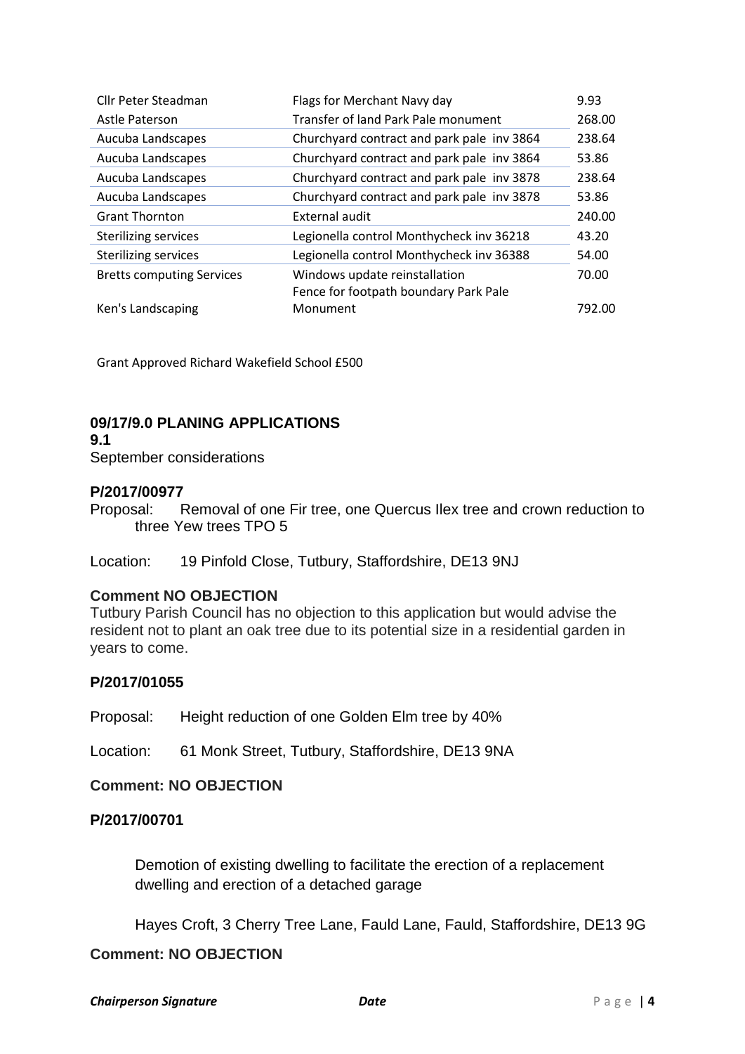| | | |
|---|---|---|
| Cllr Peter Steadman | Flags for Merchant Navy day | 9.93 |
| Astle Paterson | Transfer of land Park Pale monument | 268.00 |
| Aucuba Landscapes | Churchyard contract and park pale inv 3864 | 238.64 |
| Aucuba Landscapes | Churchyard contract and park pale inv 3864 | 53.86 |
| Aucuba Landscapes | Churchyard contract and park pale inv 3878 | 238.64 |
| Aucuba Landscapes | Churchyard contract and park pale inv 3878 | 53.86 |
| Grant Thornton | External audit | 240.00 |
| Sterilizing services | Legionella control Monthycheck inv 36218 | 43.20 |
| Sterilizing services | Legionella control Monthycheck inv 36388 | 54.00 |
| Bretts computing Services | Windows update reinstallation | 70.00 |
| Ken's Landscaping | Fence for footpath boundary Park Pale Monument | 792.00 |

Grant Approved Richard Wakefield School £500

## 09/17/9.0 PLANING APPLICATIONS

**9.1**

September considerations

**P/2017/00977**

Proposal: Removal of one Fir tree, one Quercus Ilex tree and crown reduction to three Yew trees TPO 5

Location: 19 Pinfold Close, Tutbury, Staffordshire, DE13 9NJ

**Comment NO OBJECTION**

Tutbury Parish Council has no objection to this application but would advise the resident not to plant an oak tree due to its potential size in a residential garden in years to come.

**P/2017/01055**

Proposal: Height reduction of one Golden Elm tree by 40%

Location: 61 Monk Street, Tutbury, Staffordshire, DE13 9NA

**Comment: NO OBJECTION**

**P/2017/00701**

Demotion of existing dwelling to facilitate the erection of a replacement dwelling and erection of a detached garage

Hayes Croft, 3 Cherry Tree Lane, Fauld Lane, Fauld, Staffordshire, DE13 9G

**Comment: NO OBJECTION**

***Chairperson Signature*** ***Date***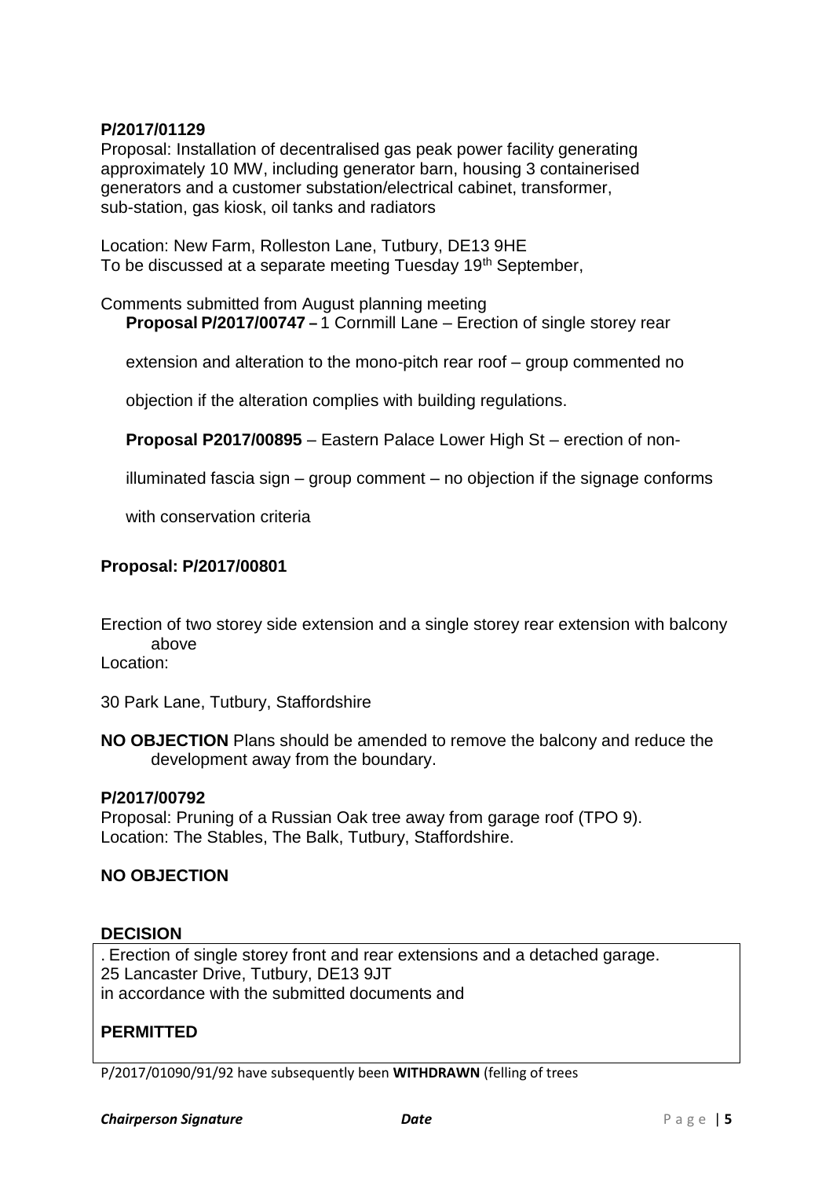**P/2017/01129**
Proposal: Installation of decentralised gas peak power facility generating approximately 10 MW, including generator barn, housing 3 containerised generators and a customer substation/electrical cabinet, transformer, sub-station, gas kiosk, oil tanks and radiators

Location: New Farm, Rolleston Lane, Tutbury, DE13 9HE
To be discussed at a separate meeting Tuesday 19th September,

Comments submitted from August planning meeting

**Proposal P/2017/00747 –** 1 Cornmill Lane – Erection of single storey rear extension and alteration to the mono-pitch rear roof – group commented no objection if the alteration complies with building regulations.

**Proposal P2017/00895** – Eastern Palace Lower High St – erection of non-illuminated fascia sign – group comment – no objection if the signage conforms with conservation criteria

**Proposal: P/2017/00801**

Erection of two storey side extension and a single storey rear extension with balcony above

Location:

30 Park Lane, Tutbury, Staffordshire

**NO OBJECTION** Plans should be amended to remove the balcony and reduce the development away from the boundary.

**P/2017/00792**
Proposal: Pruning of a Russian Oak tree away from garage roof (TPO 9).
Location: The Stables, The Balk, Tutbury, Staffordshire.

**NO OBJECTION**

**DECISION**

. Erection of single storey front and rear extensions and a detached garage.
25 Lancaster Drive, Tutbury, DE13 9JT
in accordance with the submitted documents and

**PERMITTED**

P/2017/01090/91/92 have subsequently been **WITHDRAWN** (felling of trees

***Chairperson Signature*** ***Date***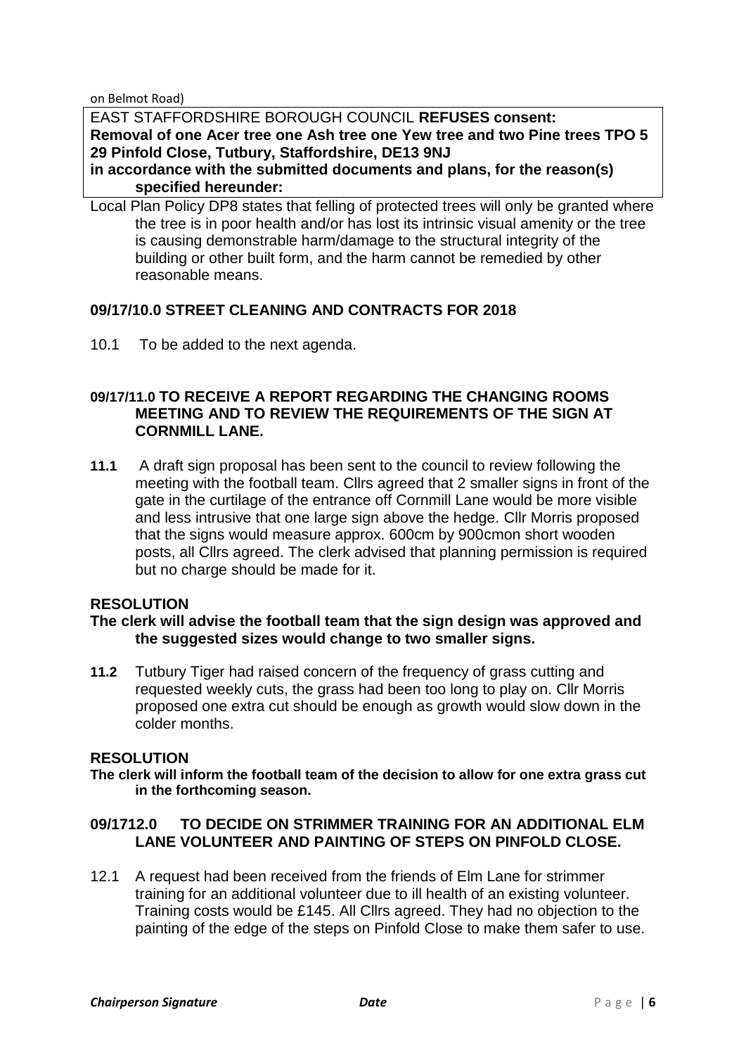on Belmot Road)

EAST STAFFORDSHIRE BOROUGH COUNCIL **REFUSES consent:**
**Removal of one Acer tree one Ash tree one Yew tree and two Pine trees TPO 5**
**29 Pinfold Close, Tutbury, Staffordshire, DE13 9NJ**
**in accordance with the submitted documents and plans, for the reason(s) specified hereunder:**

Local Plan Policy DP8 states that felling of protected trees will only be granted where the tree is in poor health and/or has lost its intrinsic visual amenity or the tree is causing demonstrable harm/damage to the structural integrity of the building or other built form, and the harm cannot be remedied by other reasonable means.

**09/17/10.0 STREET CLEANING AND CONTRACTS FOR 2018**

10.1 To be added to the next agenda.

**09/17/11.0 TO RECEIVE A REPORT REGARDING THE CHANGING ROOMS MEETING AND TO REVIEW THE REQUIREMENTS OF THE SIGN AT CORNMILL LANE.**

**11.1** A draft sign proposal has been sent to the council to review following the meeting with the football team. Cllrs agreed that 2 smaller signs in front of the gate in the curtilage of the entrance off Cornmill Lane would be more visible and less intrusive that one large sign above the hedge. Cllr Morris proposed that the signs would measure approx. 600cm by 900cmon short wooden posts, all Cllrs agreed. The clerk advised that planning permission is required but no charge should be made for it.

**RESOLUTION**

**The clerk will advise the football team that the sign design was approved and the suggested sizes would change to two smaller signs.**

**11.2** Tutbury Tiger had raised concern of the frequency of grass cutting and requested weekly cuts, the grass had been too long to play on. Cllr Morris proposed one extra cut should be enough as growth would slow down in the colder months.

**RESOLUTION**

**The clerk will inform the football team of the decision to allow for one extra grass cut in the forthcoming season.**

**09/1712.0 TO DECIDE ON STRIMMER TRAINING FOR AN ADDITIONAL ELM LANE VOLUNTEER AND PAINTING OF STEPS ON PINFOLD CLOSE.**

12.1 A request had been received from the friends of Elm Lane for strimmer training for an additional volunteer due to ill health of an existing volunteer. Training costs would be £145. All Cllrs agreed. They had no objection to the painting of the edge of the steps on Pinfold Close to make them safer to use.

*Chairperson Signature* *Date*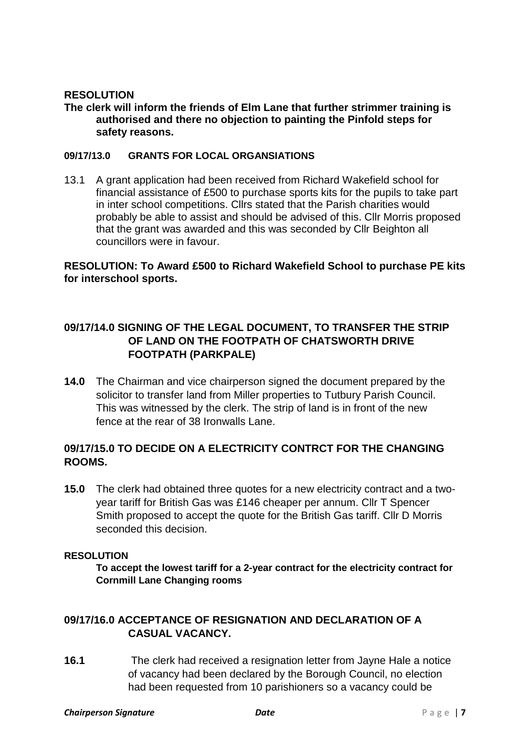**RESOLUTION**

**The clerk will inform the friends of Elm Lane that further strimmer training is authorised and there no objection to painting the Pinfold steps for safety reasons.**

**09/17/13.0 GRANTS FOR LOCAL ORGANSIATIONS**

13.1 A grant application had been received from Richard Wakefield school for financial assistance of £500 to purchase sports kits for the pupils to take part in inter school competitions. Cllrs stated that the Parish charities would probably be able to assist and should be advised of this. Cllr Morris proposed that the grant was awarded and this was seconded by Cllr Beighton all councillors were in favour.

**RESOLUTION: To Award £500 to Richard Wakefield School to purchase PE kits for interschool sports.**

**09/17/14.0 SIGNING OF THE LEGAL DOCUMENT, TO TRANSFER THE STRIP OF LAND ON THE FOOTPATH OF CHATSWORTH DRIVE FOOTPATH (PARKPALE)**

**14.0** The Chairman and vice chairperson signed the document prepared by the solicitor to transfer land from Miller properties to Tutbury Parish Council. This was witnessed by the clerk. The strip of land is in front of the new fence at the rear of 38 Ironwalls Lane.

**09/17/15.0 TO DECIDE ON A ELECTRICITY CONTRCT FOR THE CHANGING ROOMS.**

**15.0** The clerk had obtained three quotes for a new electricity contract and a two-year tariff for British Gas was £146 cheaper per annum. Cllr T Spencer Smith proposed to accept the quote for the British Gas tariff. Cllr D Morris seconded this decision.

**RESOLUTION**

**To accept the lowest tariff for a 2-year contract for the electricity contract for Cornmill Lane Changing rooms**

**09/17/16.0 ACCEPTANCE OF RESIGNATION AND DECLARATION OF A CASUAL VACANCY.**

**16.1** The clerk had received a resignation letter from Jayne Hale a notice of vacancy had been declared by the Borough Council, no election had been requested from 10 parishioners so a vacancy could be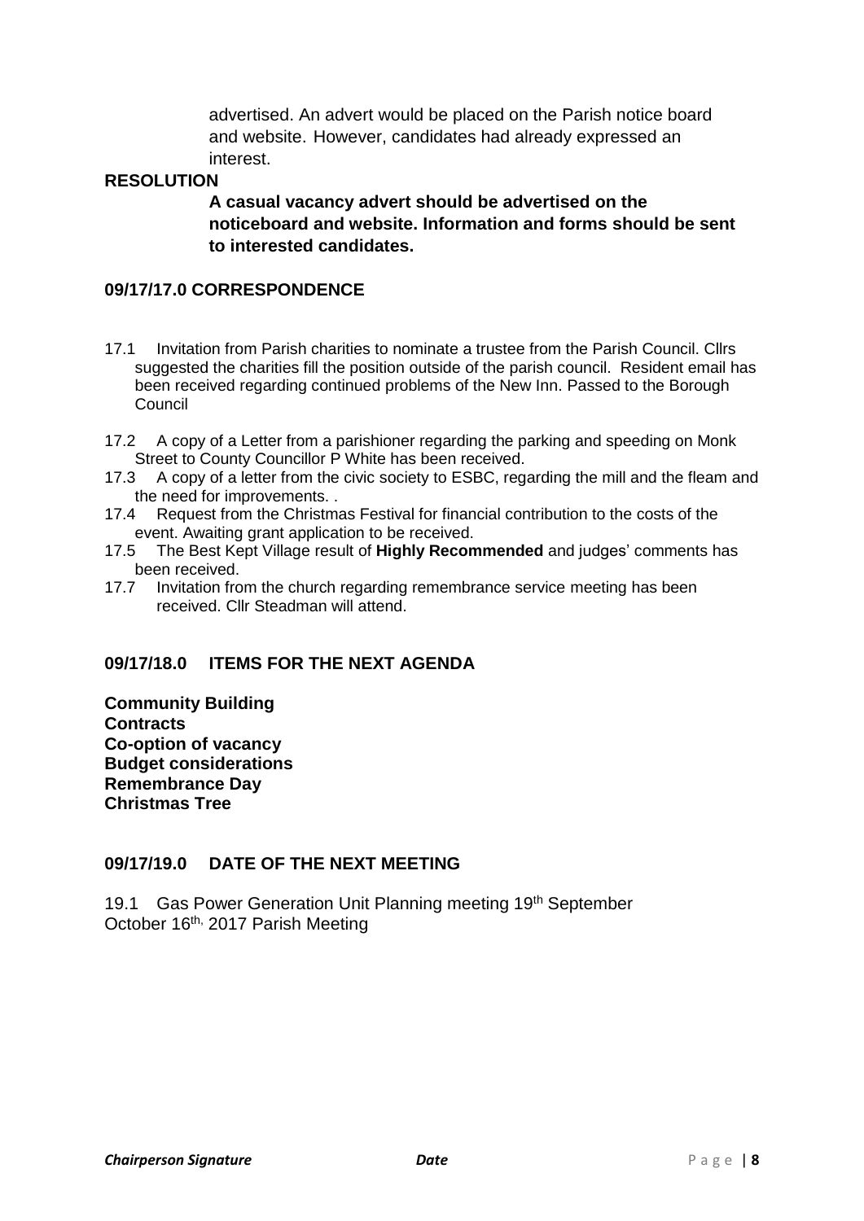advertised. An advert would be placed on the Parish notice board and website. However, candidates had already expressed an interest.

**RESOLUTION**

**A casual vacancy advert should be advertised on the noticeboard and website. Information and forms should be sent to interested candidates.**

## 09/17/17.0 CORRESPONDENCE

17.1 Invitation from Parish charities to nominate a trustee from the Parish Council. Cllrs suggested the charities fill the position outside of the parish council. Resident email has been received regarding continued problems of the New Inn. Passed to the Borough Council

17.2 A copy of a Letter from a parishioner regarding the parking and speeding on Monk Street to County Councillor P White has been received.

17.3 A copy of a letter from the civic society to ESBC, regarding the mill and the fleam and the need for improvements. .

17.4 Request from the Christmas Festival for financial contribution to the costs of the event. Awaiting grant application to be received.

17.5 The Best Kept Village result of **Highly Recommended** and judges' comments has been received.

17.7 Invitation from the church regarding remembrance service meeting has been received. Cllr Steadman will attend.

## 09/17/18.0 ITEMS FOR THE NEXT AGENDA

**Community Building**
**Contracts**
**Co-option of vacancy**
**Budget considerations**
**Remembrance Day**
**Christmas Tree**

## 09/17/19.0 DATE OF THE NEXT MEETING

19.1 Gas Power Generation Unit Planning meeting 19th September
October 16th, 2017 Parish Meeting

*Chairperson Signature* *Date*